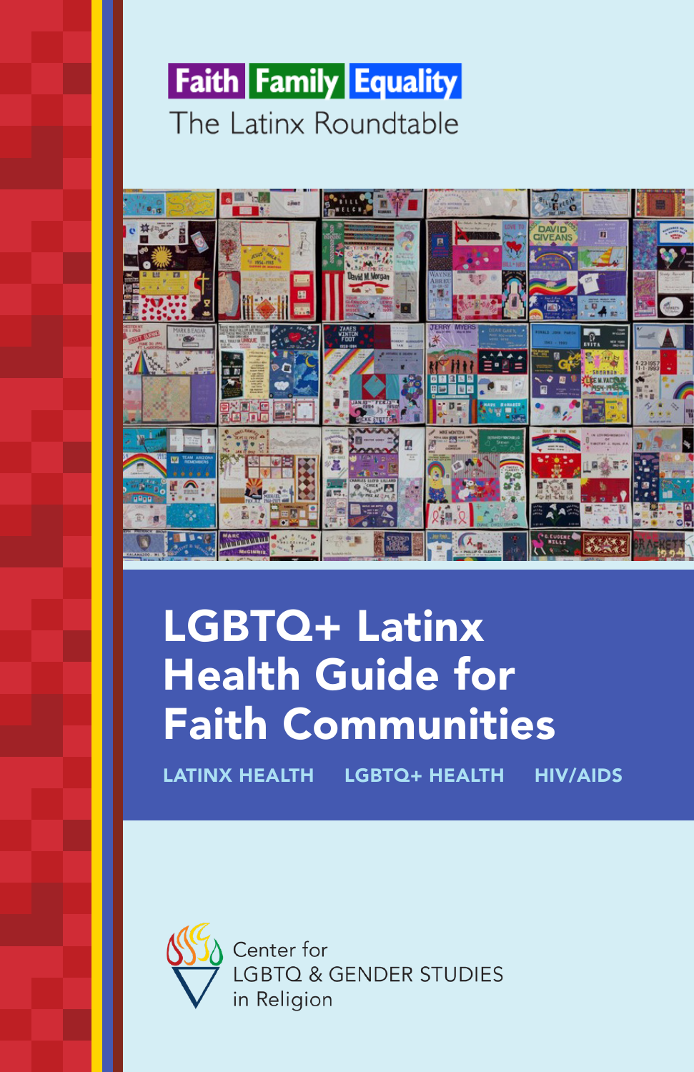Faith Family Equality

The Latinx Roundtable

# LGBTQ+ Latinx Health Guide for Faith Communities

LATINX HEALTH LGBTQ+ HEALTH HIV/AIDS

Center for LGBTQ & GENDER STUDIES in Religion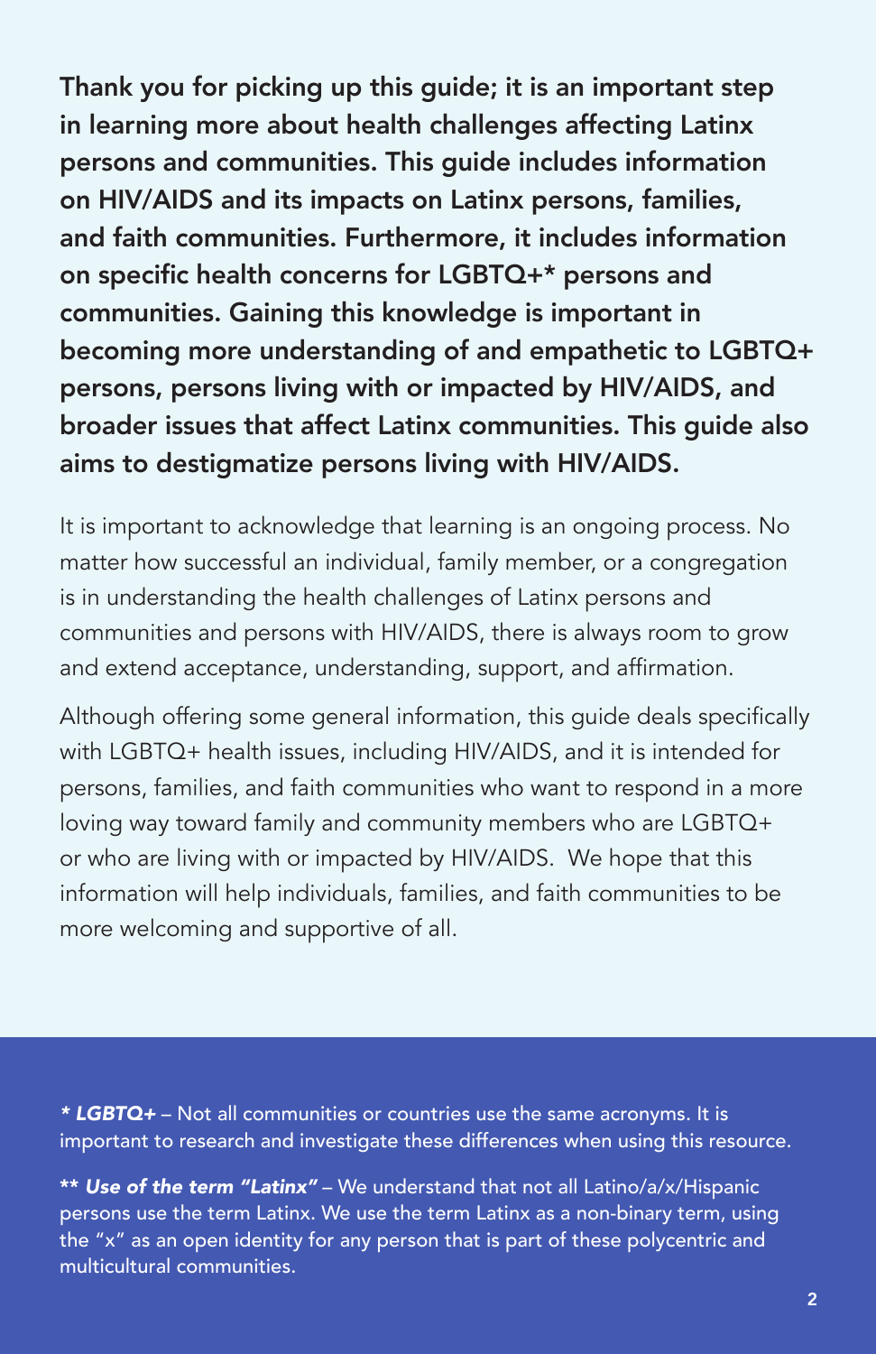**Thank you for picking up this guide; it is an important step in learning more about health challenges affecting Latinx persons and communities. This guide includes information on HIV/AIDS and its impacts on Latinx persons, families, and faith communities. Furthermore, it includes information on specific health concerns for LGBTQ+* persons and communities. Gaining this knowledge is important in becoming more understanding of and empathetic to LGBTQ+ persons, persons living with or impacted by HIV/AIDS, and broader issues that affect Latinx communities. This guide also aims to destigmatize persons living with HIV/AIDS.**

It is important to acknowledge that learning is an ongoing process. No matter how successful an individual, family member, or a congregation is in understanding the health challenges of Latinx persons and communities and persons with HIV/AIDS, there is always room to grow and extend acceptance, understanding, support, and affirmation.

Although offering some general information, this guide deals specifically with LGBTQ+ health issues, including HIV/AIDS, and it is intended for persons, families, and faith communities who want to respond in a more loving way toward family and community members who are LGBTQ+ or who are living with or impacted by HIV/AIDS. We hope that this information will help individuals, families, and faith communities to be more welcoming and supportive of all.

***\* LGBTQ+*** – Not all communities or countries use the same acronyms. It is important to research and investigate these differences when using this resource.

***\*\* Use of the term "Latinx"*** – We understand that not all Latino/a/x/Hispanic persons use the term Latinx. We use the term Latinx as a non-binary term, using the "x" as an open identity for any person that is part of these polycentric and multicultural communities.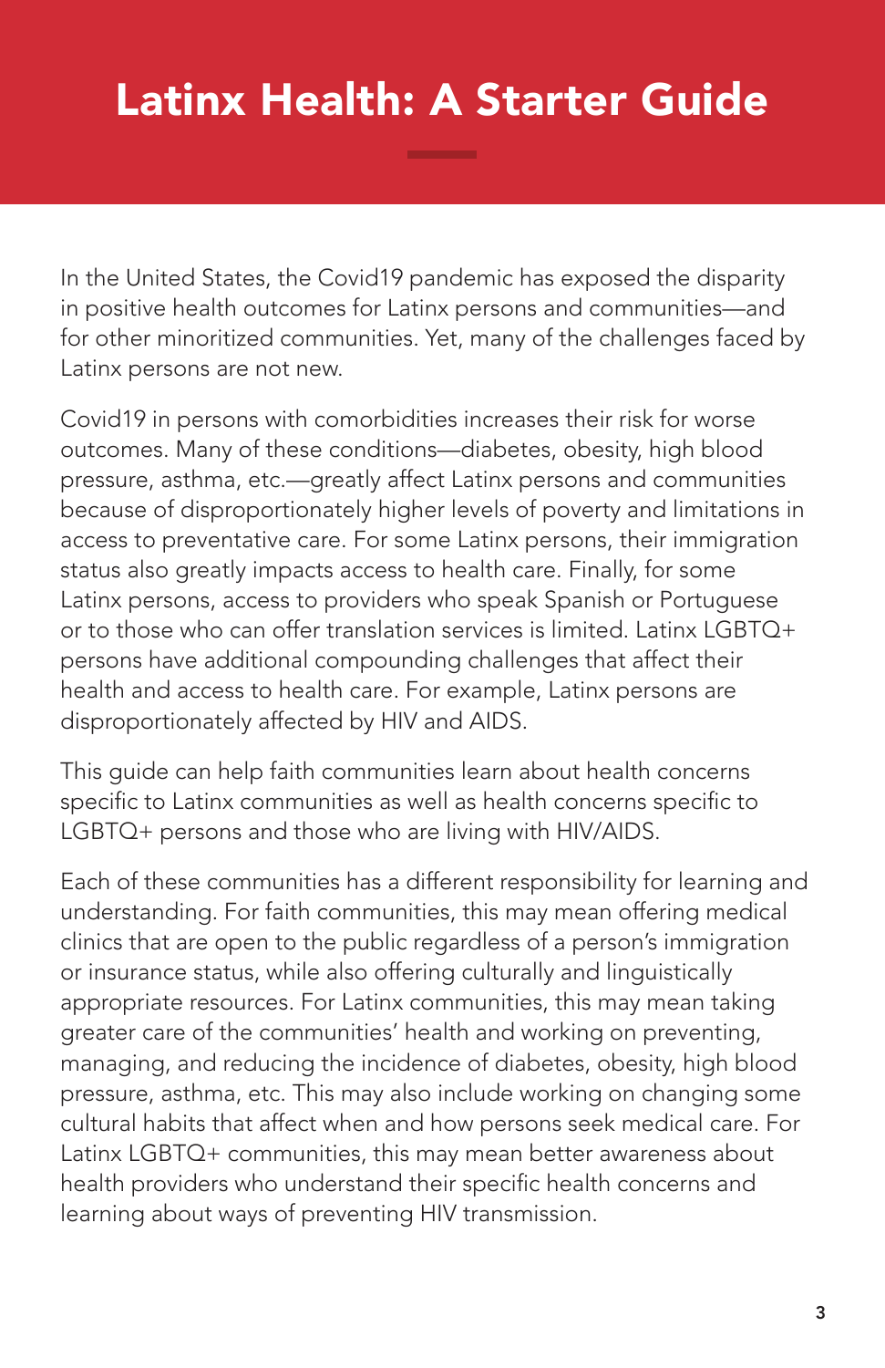# Latinx Health: A Starter Guide

In the United States, the Covid19 pandemic has exposed the disparity in positive health outcomes for Latinx persons and communities—and for other minoritized communities. Yet, many of the challenges faced by Latinx persons are not new.

Covid19 in persons with comorbidities increases their risk for worse outcomes. Many of these conditions—diabetes, obesity, high blood pressure, asthma, etc.—greatly affect Latinx persons and communities because of disproportionately higher levels of poverty and limitations in access to preventative care. For some Latinx persons, their immigration status also greatly impacts access to health care. Finally, for some Latinx persons, access to providers who speak Spanish or Portuguese or to those who can offer translation services is limited. Latinx LGBTQ+ persons have additional compounding challenges that affect their health and access to health care. For example, Latinx persons are disproportionately affected by HIV and AIDS.

This guide can help faith communities learn about health concerns specific to Latinx communities as well as health concerns specific to LGBTQ+ persons and those who are living with HIV/AIDS.

Each of these communities has a different responsibility for learning and understanding. For faith communities, this may mean offering medical clinics that are open to the public regardless of a person's immigration or insurance status, while also offering culturally and linguistically appropriate resources. For Latinx communities, this may mean taking greater care of the communities' health and working on preventing, managing, and reducing the incidence of diabetes, obesity, high blood pressure, asthma, etc. This may also include working on changing some cultural habits that affect when and how persons seek medical care. For Latinx LGBTQ+ communities, this may mean better awareness about health providers who understand their specific health concerns and learning about ways of preventing HIV transmission.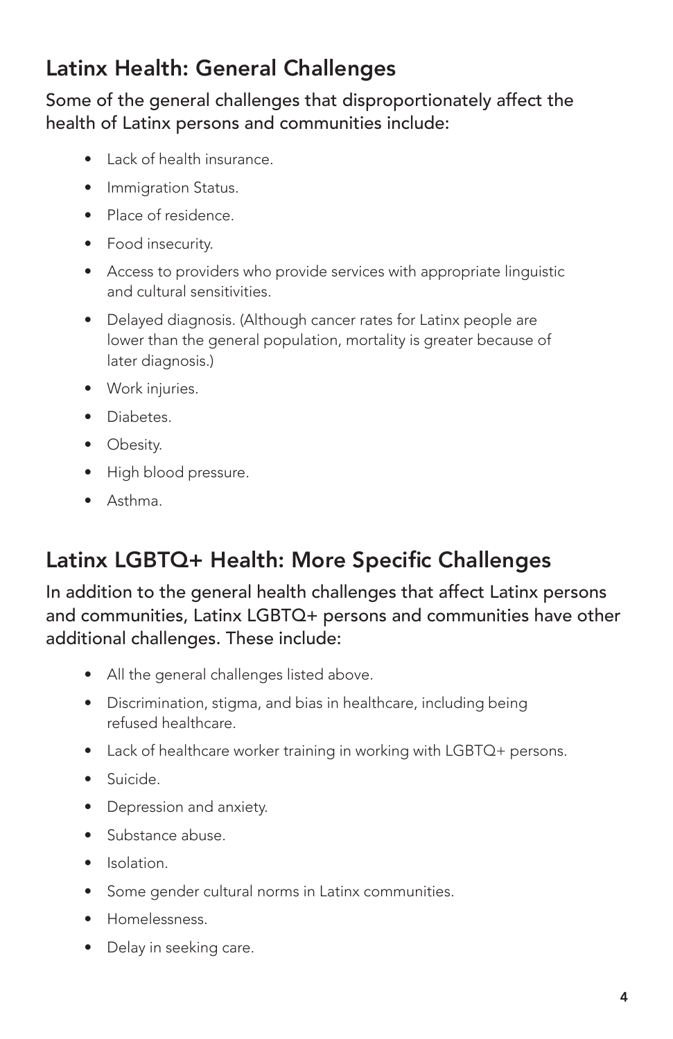## Latinx Health: General Challenges

Some of the general challenges that disproportionately affect the health of Latinx persons and communities include:

- Lack of health insurance.
- Immigration Status.
- Place of residence.
- Food insecurity.
- Access to providers who provide services with appropriate linguistic and cultural sensitivities.
- Delayed diagnosis. (Although cancer rates for Latinx people are lower than the general population, mortality is greater because of later diagnosis.)
- Work injuries.
- Diabetes.
- Obesity.
- High blood pressure.
- Asthma.

## Latinx LGBTQ+ Health: More Specific Challenges

In addition to the general health challenges that affect Latinx persons and communities, Latinx LGBTQ+ persons and communities have other additional challenges. These include:

- All the general challenges listed above.
- Discrimination, stigma, and bias in healthcare, including being refused healthcare.
- Lack of healthcare worker training in working with LGBTQ+ persons.
- Suicide.
- Depression and anxiety.
- Substance abuse.
- Isolation.
- Some gender cultural norms in Latinx communities.
- Homelessness.
- Delay in seeking care.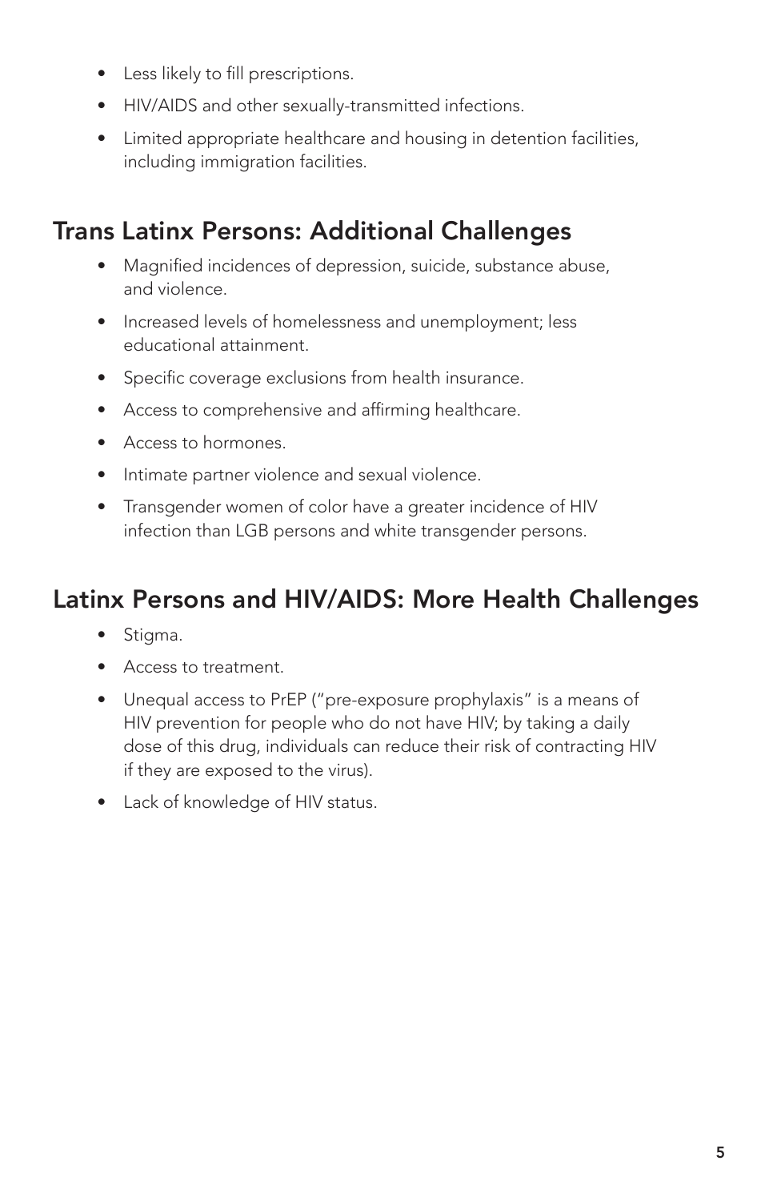- Less likely to fill prescriptions.
- HIV/AIDS and other sexually-transmitted infections.
- Limited appropriate healthcare and housing in detention facilities, including immigration facilities.

## Trans Latinx Persons: Additional Challenges

- Magnified incidences of depression, suicide, substance abuse, and violence.
- Increased levels of homelessness and unemployment; less educational attainment.
- Specific coverage exclusions from health insurance.
- Access to comprehensive and affirming healthcare.
- Access to hormones.
- Intimate partner violence and sexual violence.
- Transgender women of color have a greater incidence of HIV infection than LGB persons and white transgender persons.

## Latinx Persons and HIV/AIDS: More Health Challenges

- Stigma.
- Access to treatment.
- Unequal access to PrEP ("pre-exposure prophylaxis" is a means of HIV prevention for people who do not have HIV; by taking a daily dose of this drug, individuals can reduce their risk of contracting HIV if they are exposed to the virus).
- Lack of knowledge of HIV status.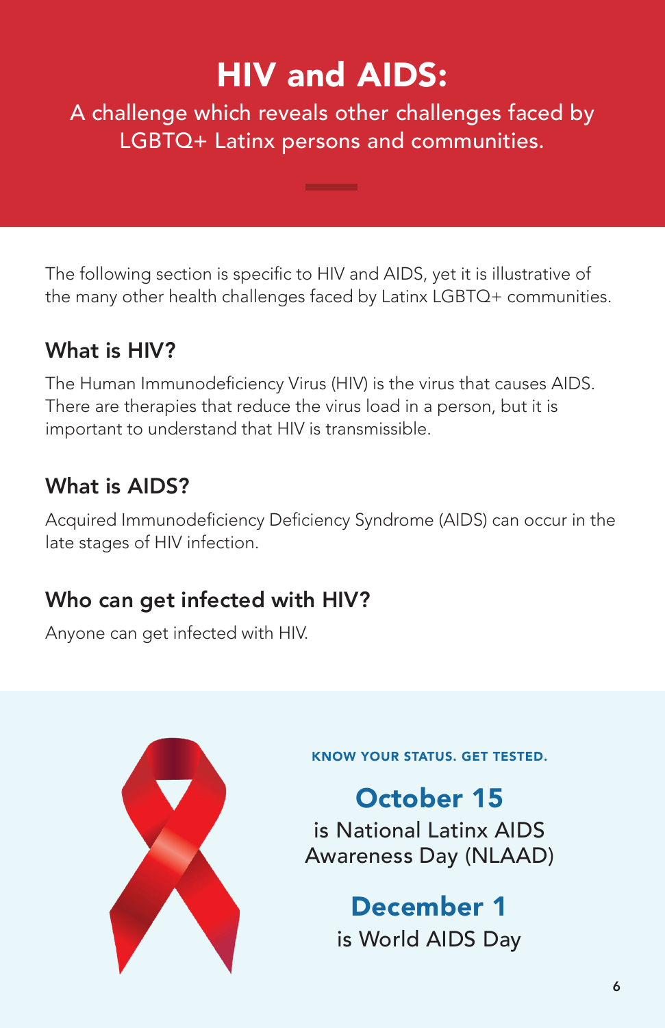# HIV and AIDS:

A challenge which reveals other challenges faced by LGBTQ+ Latinx persons and communities.

The following section is specific to HIV and AIDS, yet it is illustrative of the many other health challenges faced by Latinx LGBTQ+ communities.

## What is HIV?

The Human Immunodeficiency Virus (HIV) is the virus that causes AIDS. There are therapies that reduce the virus load in a person, but it is important to understand that HIV is transmissible.

## What is AIDS?

Acquired Immunodeficiency Deficiency Syndrome (AIDS) can occur in the late stages of HIV infection.

## Who can get infected with HIV?

Anyone can get infected with HIV.

**KNOW YOUR STATUS. GET TESTED.**

**October 15**
is National Latinx AIDS Awareness Day (NLAAD)

**December 1**
is World AIDS Day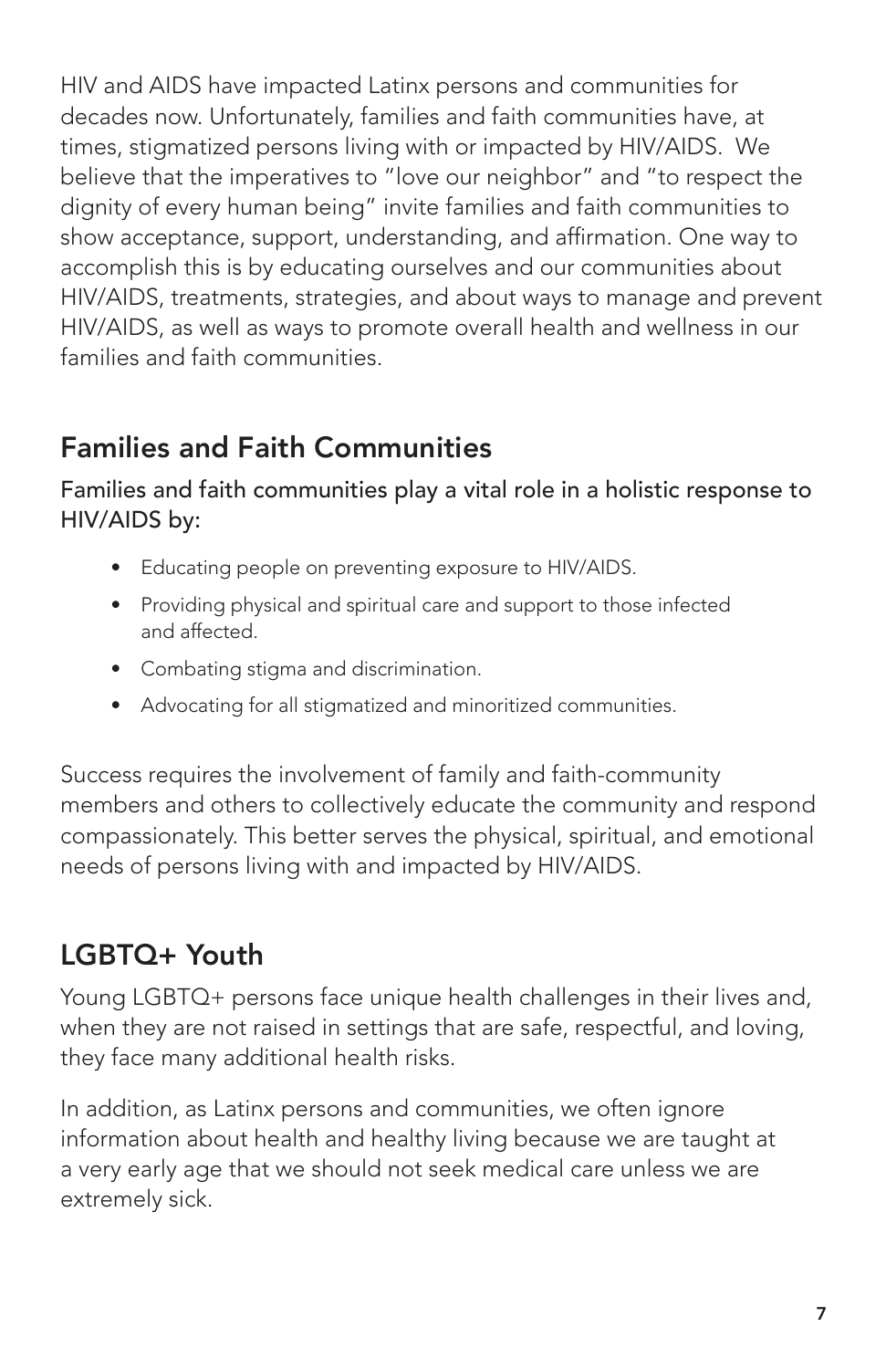HIV and AIDS have impacted Latinx persons and communities for decades now. Unfortunately, families and faith communities have, at times, stigmatized persons living with or impacted by HIV/AIDS. We believe that the imperatives to "love our neighbor" and "to respect the dignity of every human being" invite families and faith communities to show acceptance, support, understanding, and affirmation. One way to accomplish this is by educating ourselves and our communities about HIV/AIDS, treatments, strategies, and about ways to manage and prevent HIV/AIDS, as well as ways to promote overall health and wellness in our families and faith communities.

## Families and Faith Communities

Families and faith communities play a vital role in a holistic response to HIV/AIDS by:

- Educating people on preventing exposure to HIV/AIDS.
- Providing physical and spiritual care and support to those infected and affected.
- Combating stigma and discrimination.
- Advocating for all stigmatized and minoritized communities.

Success requires the involvement of family and faith-community members and others to collectively educate the community and respond compassionately. This better serves the physical, spiritual, and emotional needs of persons living with and impacted by HIV/AIDS.

## LGBTQ+ Youth

Young LGBTQ+ persons face unique health challenges in their lives and, when they are not raised in settings that are safe, respectful, and loving, they face many additional health risks.

In addition, as Latinx persons and communities, we often ignore information about health and healthy living because we are taught at a very early age that we should not seek medical care unless we are extremely sick.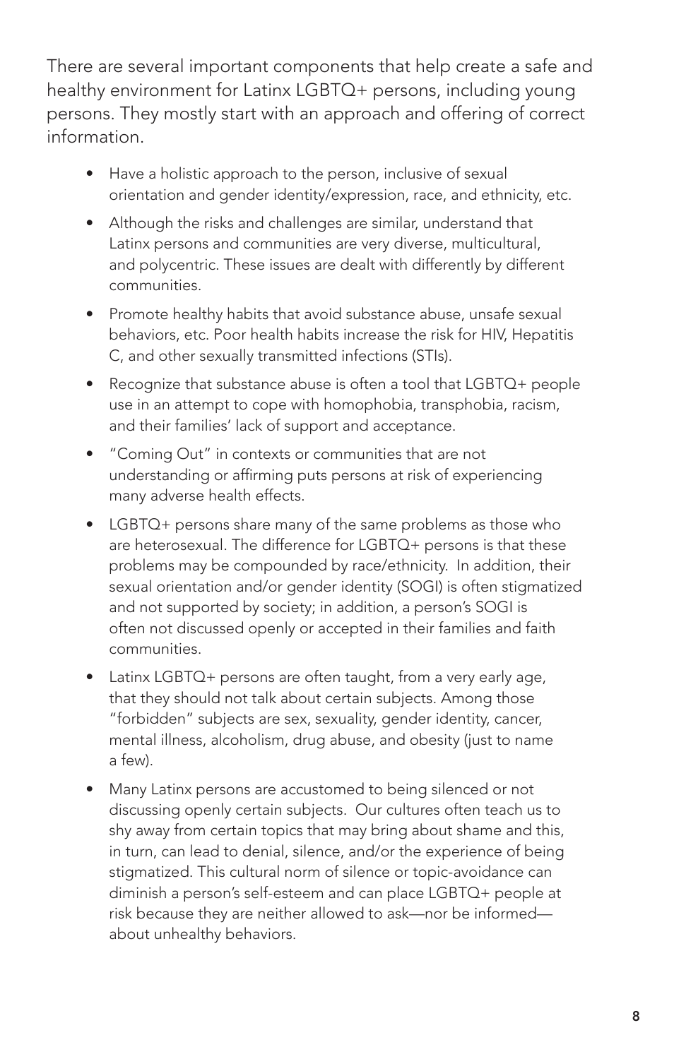There are several important components that help create a safe and healthy environment for Latinx LGBTQ+ persons, including young persons. They mostly start with an approach and offering of correct information.

- Have a holistic approach to the person, inclusive of sexual orientation and gender identity/expression, race, and ethnicity, etc.
- Although the risks and challenges are similar, understand that Latinx persons and communities are very diverse, multicultural, and polycentric. These issues are dealt with differently by different communities.
- Promote healthy habits that avoid substance abuse, unsafe sexual behaviors, etc. Poor health habits increase the risk for HIV, Hepatitis C, and other sexually transmitted infections (STIs).
- Recognize that substance abuse is often a tool that LGBTQ+ people use in an attempt to cope with homophobia, transphobia, racism, and their families' lack of support and acceptance.
- "Coming Out" in contexts or communities that are not understanding or affirming puts persons at risk of experiencing many adverse health effects.
- LGBTQ+ persons share many of the same problems as those who are heterosexual. The difference for LGBTQ+ persons is that these problems may be compounded by race/ethnicity. In addition, their sexual orientation and/or gender identity (SOGI) is often stigmatized and not supported by society; in addition, a person's SOGI is often not discussed openly or accepted in their families and faith communities.
- Latinx LGBTQ+ persons are often taught, from a very early age, that they should not talk about certain subjects. Among those "forbidden" subjects are sex, sexuality, gender identity, cancer, mental illness, alcoholism, drug abuse, and obesity (just to name a few).
- Many Latinx persons are accustomed to being silenced or not discussing openly certain subjects. Our cultures often teach us to shy away from certain topics that may bring about shame and this, in turn, can lead to denial, silence, and/or the experience of being stigmatized. This cultural norm of silence or topic-avoidance can diminish a person's self-esteem and can place LGBTQ+ people at risk because they are neither allowed to ask—nor be informed—about unhealthy behaviors.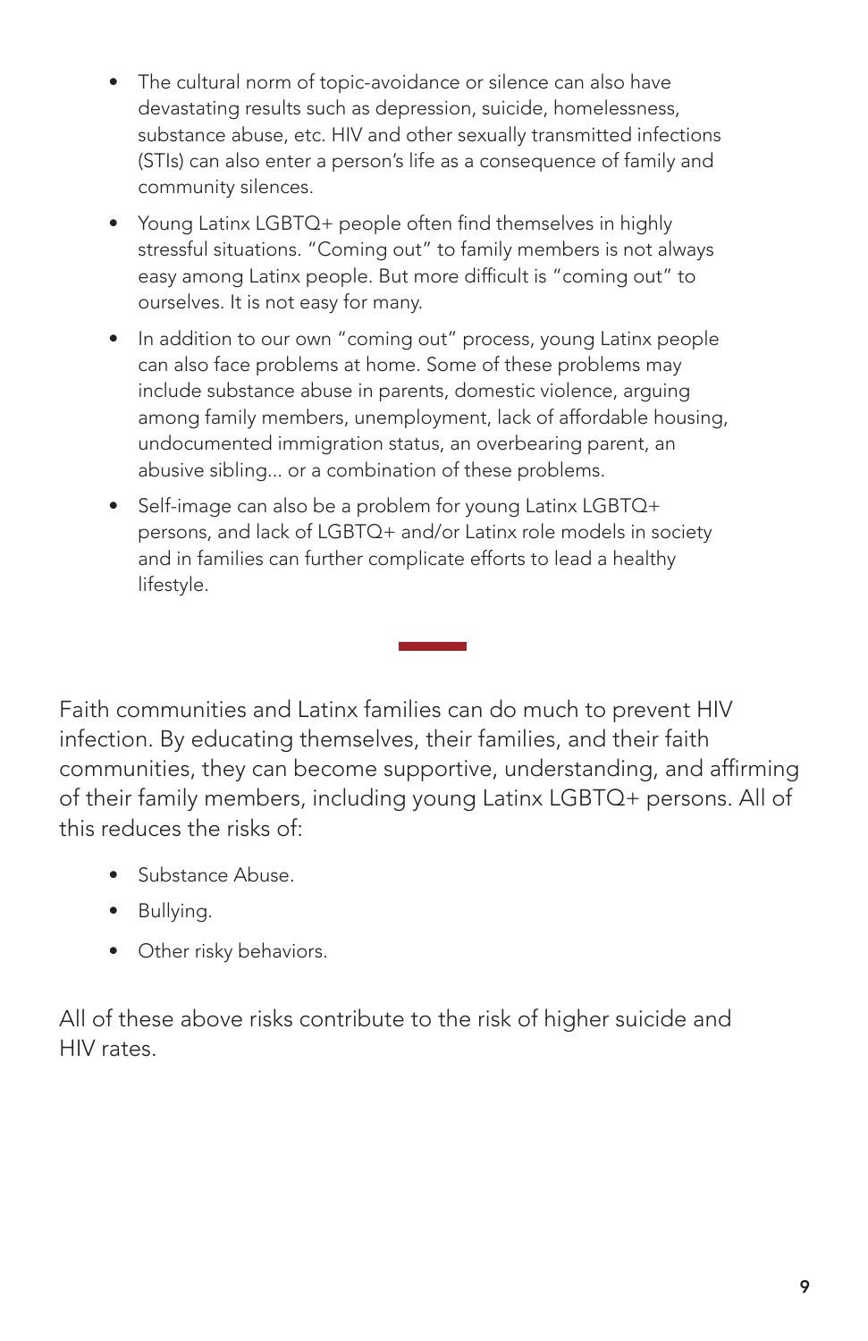- The cultural norm of topic-avoidance or silence can also have devastating results such as depression, suicide, homelessness, substance abuse, etc. HIV and other sexually transmitted infections (STIs) can also enter a person's life as a consequence of family and community silences.
- Young Latinx LGBTQ+ people often find themselves in highly stressful situations. "Coming out" to family members is not always easy among Latinx people. But more difficult is "coming out" to ourselves. It is not easy for many.
- In addition to our own "coming out" process, young Latinx people can also face problems at home. Some of these problems may include substance abuse in parents, domestic violence, arguing among family members, unemployment, lack of affordable housing, undocumented immigration status, an overbearing parent, an abusive sibling... or a combination of these problems.
- Self-image can also be a problem for young Latinx LGBTQ+ persons, and lack of LGBTQ+ and/or Latinx role models in society and in families can further complicate efforts to lead a healthy lifestyle.

---

Faith communities and Latinx families can do much to prevent HIV infection. By educating themselves, their families, and their faith communities, they can become supportive, understanding, and affirming of their family members, including young Latinx LGBTQ+ persons. All of this reduces the risks of:

- Substance Abuse.
- Bullying.
- Other risky behaviors.

All of these above risks contribute to the risk of higher suicide and HIV rates.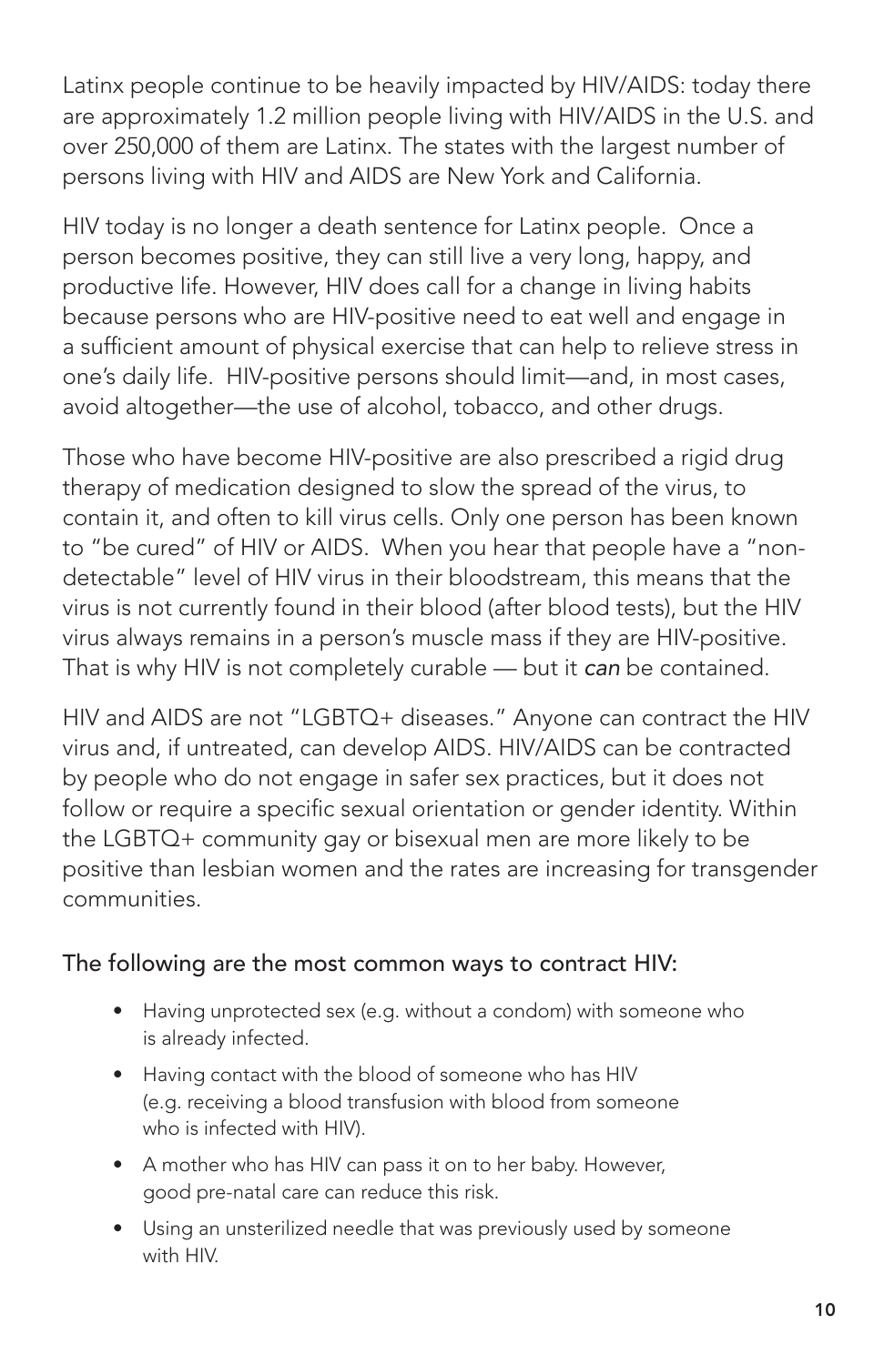Latinx people continue to be heavily impacted by HIV/AIDS: today there are approximately 1.2 million people living with HIV/AIDS in the U.S. and over 250,000 of them are Latinx. The states with the largest number of persons living with HIV and AIDS are New York and California.

HIV today is no longer a death sentence for Latinx people. Once a person becomes positive, they can still live a very long, happy, and productive life. However, HIV does call for a change in living habits because persons who are HIV-positive need to eat well and engage in a sufficient amount of physical exercise that can help to relieve stress in one's daily life. HIV-positive persons should limit—and, in most cases, avoid altogether—the use of alcohol, tobacco, and other drugs.

Those who have become HIV-positive are also prescribed a rigid drug therapy of medication designed to slow the spread of the virus, to contain it, and often to kill virus cells. Only one person has been known to "be cured" of HIV or AIDS. When you hear that people have a "non-detectable" level of HIV virus in their bloodstream, this means that the virus is not currently found in their blood (after blood tests), but the HIV virus always remains in a person's muscle mass if they are HIV-positive. That is why HIV is not completely curable — but it *can* be contained.

HIV and AIDS are not "LGBTQ+ diseases." Anyone can contract the HIV virus and, if untreated, can develop AIDS. HIV/AIDS can be contracted by people who do not engage in safer sex practices, but it does not follow or require a specific sexual orientation or gender identity. Within the LGBTQ+ community gay or bisexual men are more likely to be positive than lesbian women and the rates are increasing for transgender communities.

### The following are the most common ways to contract HIV:

- Having unprotected sex (e.g. without a condom) with someone who is already infected.
- Having contact with the blood of someone who has HIV (e.g. receiving a blood transfusion with blood from someone who is infected with HIV).
- A mother who has HIV can pass it on to her baby. However, good pre-natal care can reduce this risk.
- Using an unsterilized needle that was previously used by someone with HIV.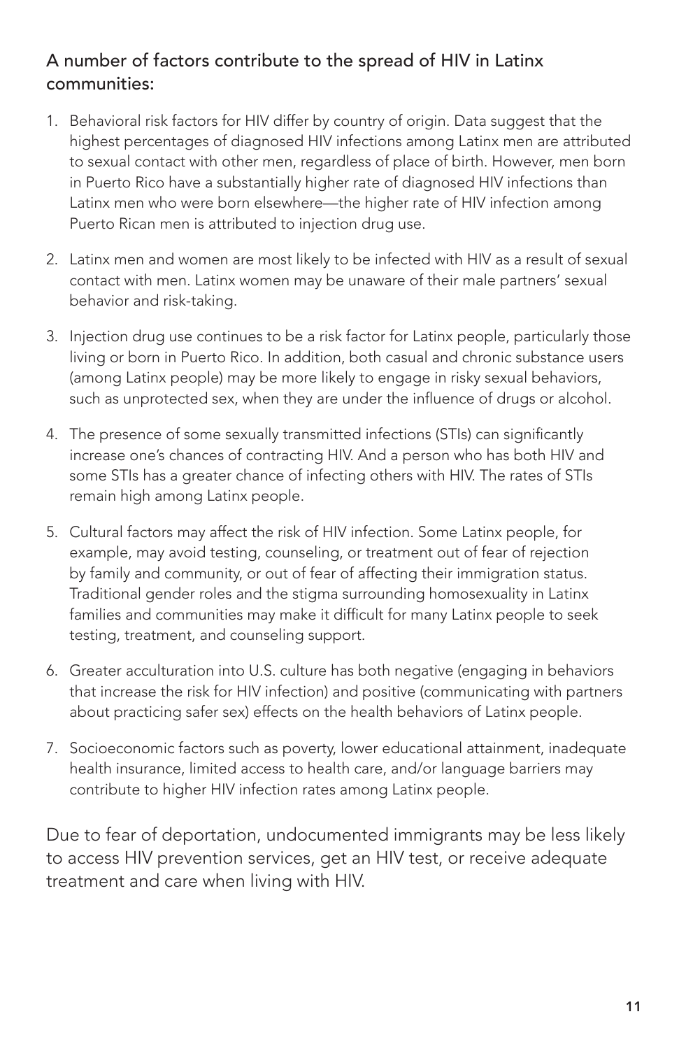## A number of factors contribute to the spread of HIV in Latinx communities:

1. Behavioral risk factors for HIV differ by country of origin. Data suggest that the highest percentages of diagnosed HIV infections among Latinx men are attributed to sexual contact with other men, regardless of place of birth. However, men born in Puerto Rico have a substantially higher rate of diagnosed HIV infections than Latinx men who were born elsewhere—the higher rate of HIV infection among Puerto Rican men is attributed to injection drug use.

2. Latinx men and women are most likely to be infected with HIV as a result of sexual contact with men. Latinx women may be unaware of their male partners' sexual behavior and risk-taking.

3. Injection drug use continues to be a risk factor for Latinx people, particularly those living or born in Puerto Rico. In addition, both casual and chronic substance users (among Latinx people) may be more likely to engage in risky sexual behaviors, such as unprotected sex, when they are under the influence of drugs or alcohol.

4. The presence of some sexually transmitted infections (STIs) can significantly increase one's chances of contracting HIV. And a person who has both HIV and some STIs has a greater chance of infecting others with HIV. The rates of STIs remain high among Latinx people.

5. Cultural factors may affect the risk of HIV infection. Some Latinx people, for example, may avoid testing, counseling, or treatment out of fear of rejection by family and community, or out of fear of affecting their immigration status. Traditional gender roles and the stigma surrounding homosexuality in Latinx families and communities may make it difficult for many Latinx people to seek testing, treatment, and counseling support.

6. Greater acculturation into U.S. culture has both negative (engaging in behaviors that increase the risk for HIV infection) and positive (communicating with partners about practicing safer sex) effects on the health behaviors of Latinx people.

7. Socioeconomic factors such as poverty, lower educational attainment, inadequate health insurance, limited access to health care, and/or language barriers may contribute to higher HIV infection rates among Latinx people.

Due to fear of deportation, undocumented immigrants may be less likely to access HIV prevention services, get an HIV test, or receive adequate treatment and care when living with HIV.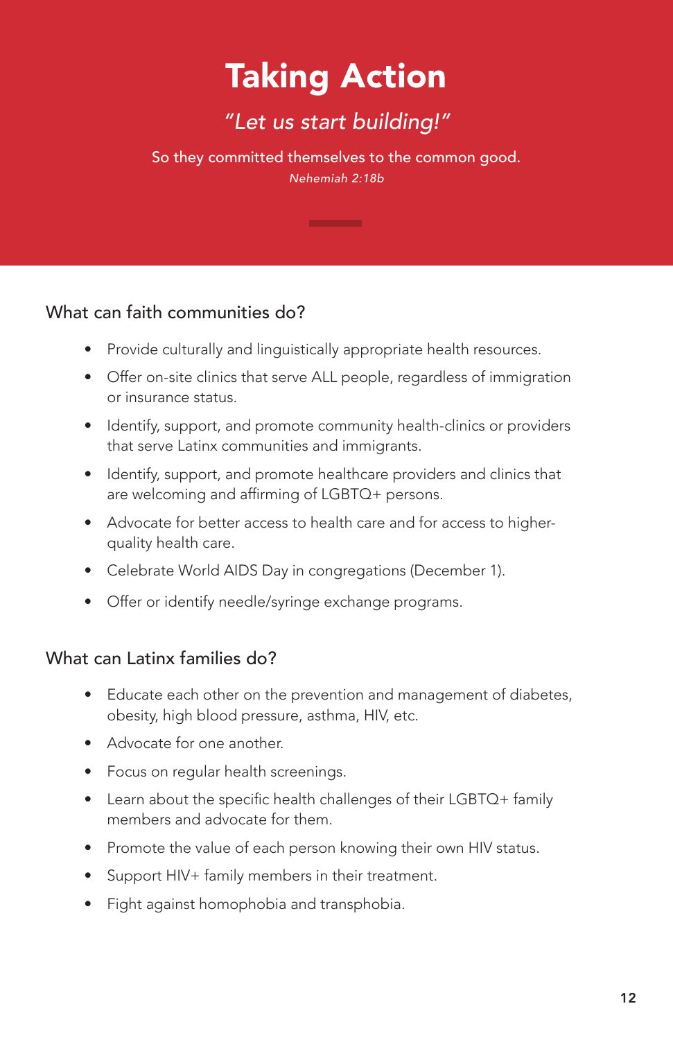# Taking Action

*"Let us start building!"*

So they committed themselves to the common good.

*Nehemiah 2:18b*

## What can faith communities do?

- Provide culturally and linguistically appropriate health resources.
- Offer on-site clinics that serve ALL people, regardless of immigration or insurance status.
- Identify, support, and promote community health-clinics or providers that serve Latinx communities and immigrants.
- Identify, support, and promote healthcare providers and clinics that are welcoming and affirming of LGBTQ+ persons.
- Advocate for better access to health care and for access to higher-quality health care.
- Celebrate World AIDS Day in congregations (December 1).
- Offer or identify needle/syringe exchange programs.

## What can Latinx families do?

- Educate each other on the prevention and management of diabetes, obesity, high blood pressure, asthma, HIV, etc.
- Advocate for one another.
- Focus on regular health screenings.
- Learn about the specific health challenges of their LGBTQ+ family members and advocate for them.
- Promote the value of each person knowing their own HIV status.
- Support HIV+ family members in their treatment.
- Fight against homophobia and transphobia.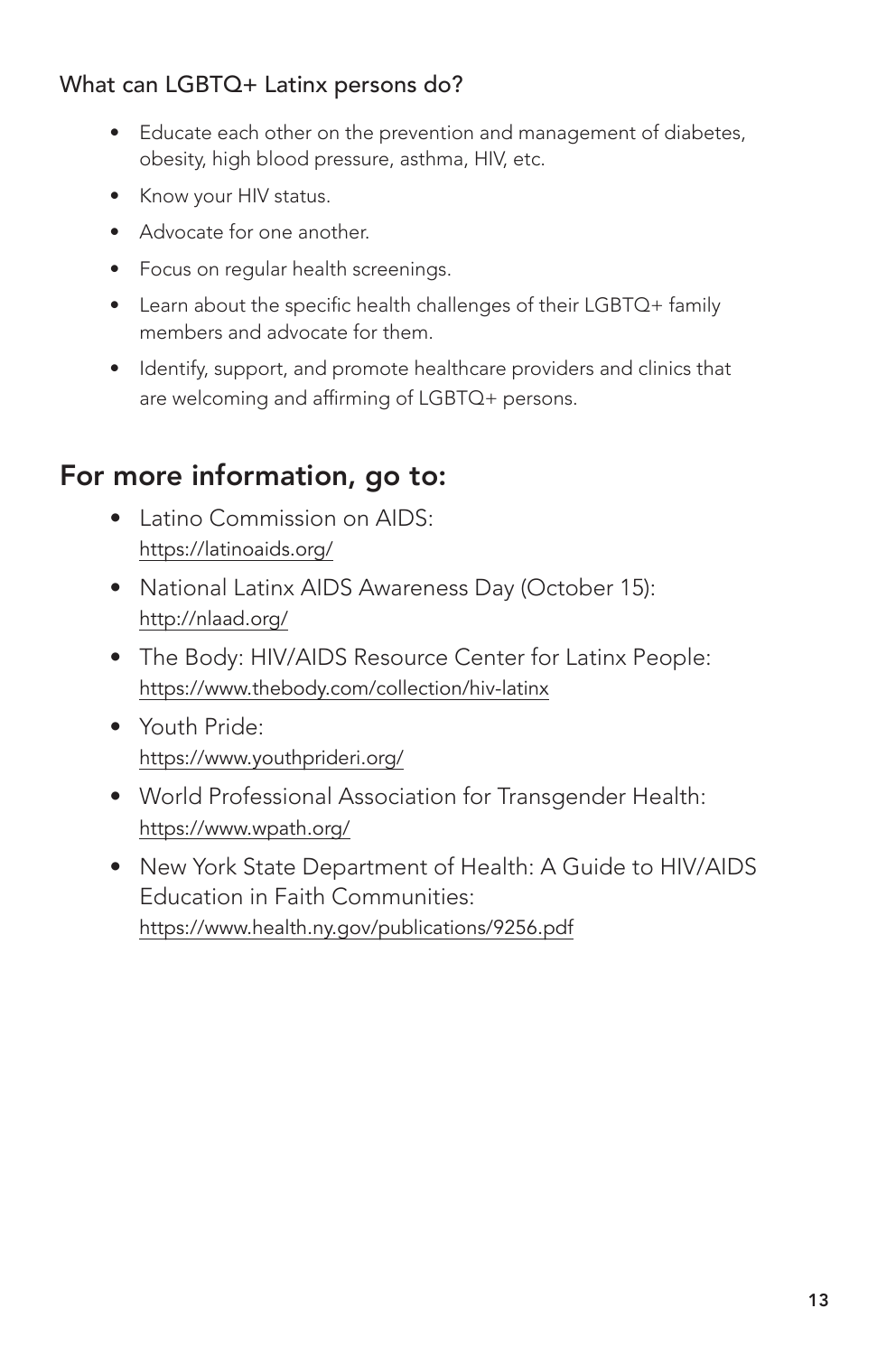### What can LGBTQ+ Latinx persons do?

- Educate each other on the prevention and management of diabetes, obesity, high blood pressure, asthma, HIV, etc.
- Know your HIV status.
- Advocate for one another.
- Focus on regular health screenings.
- Learn about the specific health challenges of their LGBTQ+ family members and advocate for them.
- Identify, support, and promote healthcare providers and clinics that are welcoming and affirming of LGBTQ+ persons.

## For more information, go to:

- Latino Commission on AIDS: https://latinoaids.org/
- National Latinx AIDS Awareness Day (October 15): http://nlaad.org/
- The Body: HIV/AIDS Resource Center for Latinx People: https://www.thebody.com/collection/hiv-latinx
- Youth Pride: https://www.youthprideri.org/
- World Professional Association for Transgender Health: https://www.wpath.org/
- New York State Department of Health: A Guide to HIV/AIDS Education in Faith Communities: https://www.health.ny.gov/publications/9256.pdf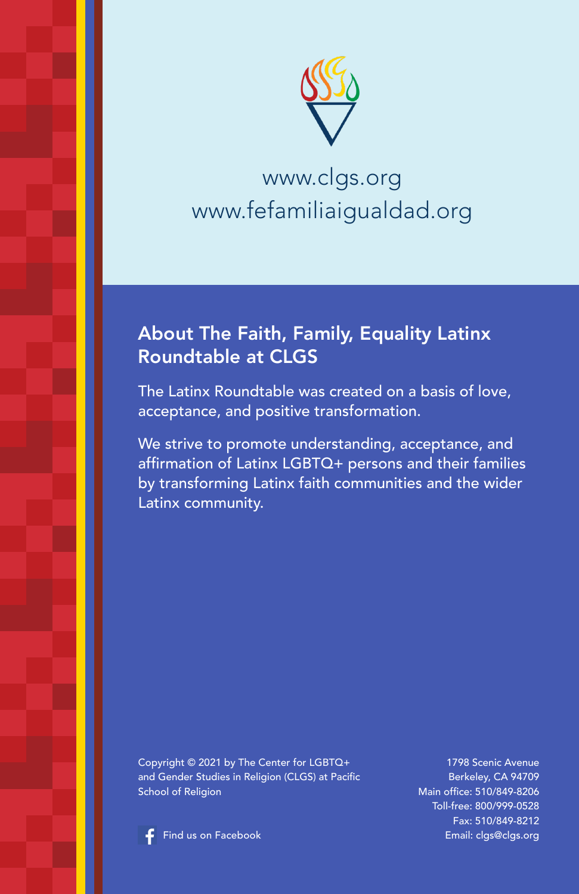www.clgs.org
www.fefamiliaigualdad.org

## About The Faith, Family, Equality Latinx Roundtable at CLGS

The Latinx Roundtable was created on a basis of love, acceptance, and positive transformation.

We strive to promote understanding, acceptance, and affirmation of Latinx LGBTQ+ persons and their families by transforming Latinx faith communities and the wider Latinx community.

Copyright © 2021 by The Center for LGBTQ+ and Gender Studies in Religion (CLGS) at Pacific School of Religion

Find us on Facebook

1798 Scenic Avenue
Berkeley, CA 94709
Main office: 510/849-8206
Toll-free: 800/999-0528
Fax: 510/849-8212
Email: clgs@clgs.org